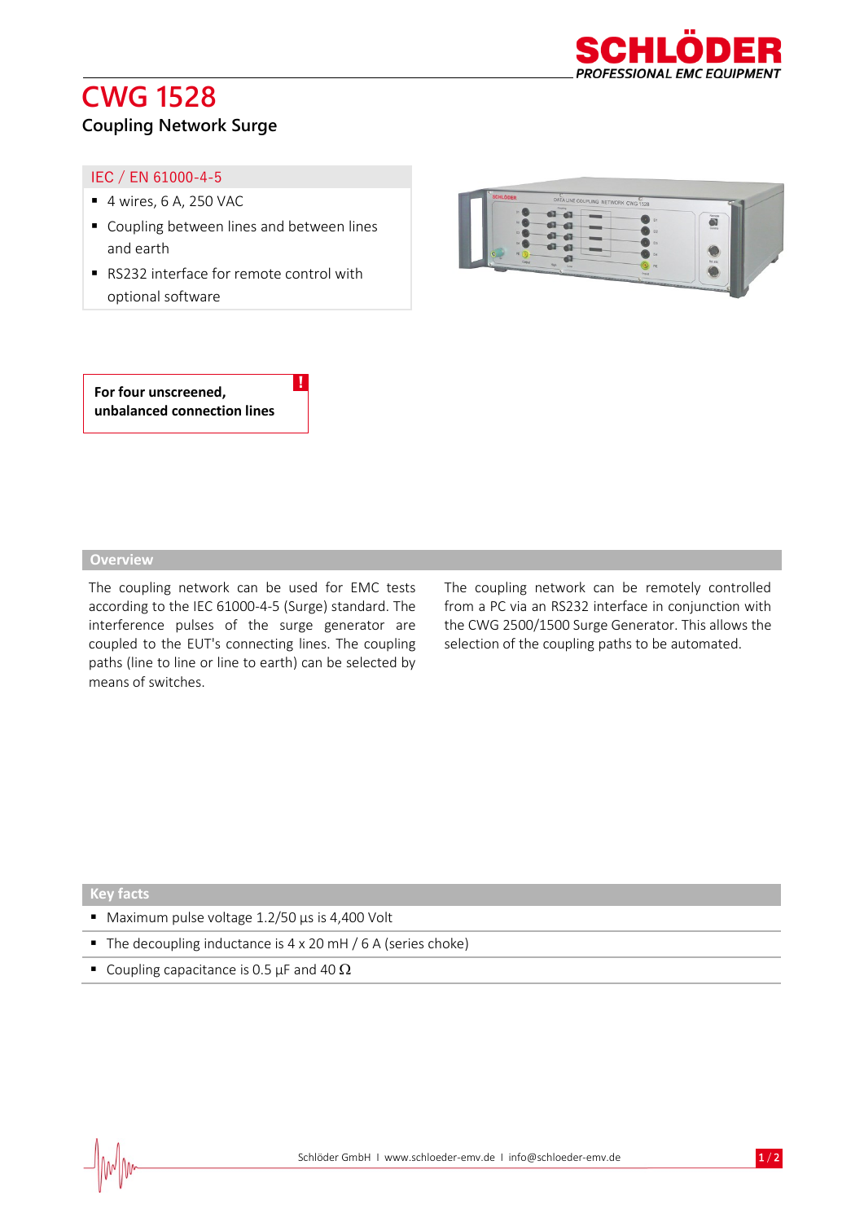# CWG 1528

## Coupling Network Surge

### IEC / EN 61000-4-5

- 4 wires, 6 A, 250 VAC
- Coupling between lines and between lines and earth
- RS232 interface for remote control with optional software

**For four unscreened, unbalanced connection lines**

## Overview

The coupling network can be used for EMC tests according to the IEC 61000-4-5 (Surge) standard. The interference pulses of the surge generator are coupled to the EUT's connecting lines. The coupling paths (line to line or line to earth) can be selected by means of switches.

The coupling network can be remotely controlled from a PC via an RS232 interface in conjunction with the CWG 2500/1500 Surge Generator. This allows the selection of the coupling paths to be automated.

## Key facts

- Maximum pulse voltage 1.2/50 µs is 4,400 Volt
- The decoupling inductance is 4 x 20 mH / 6 A (series choke)
- Coupling capacitance is 0.5 µF and 40 Ω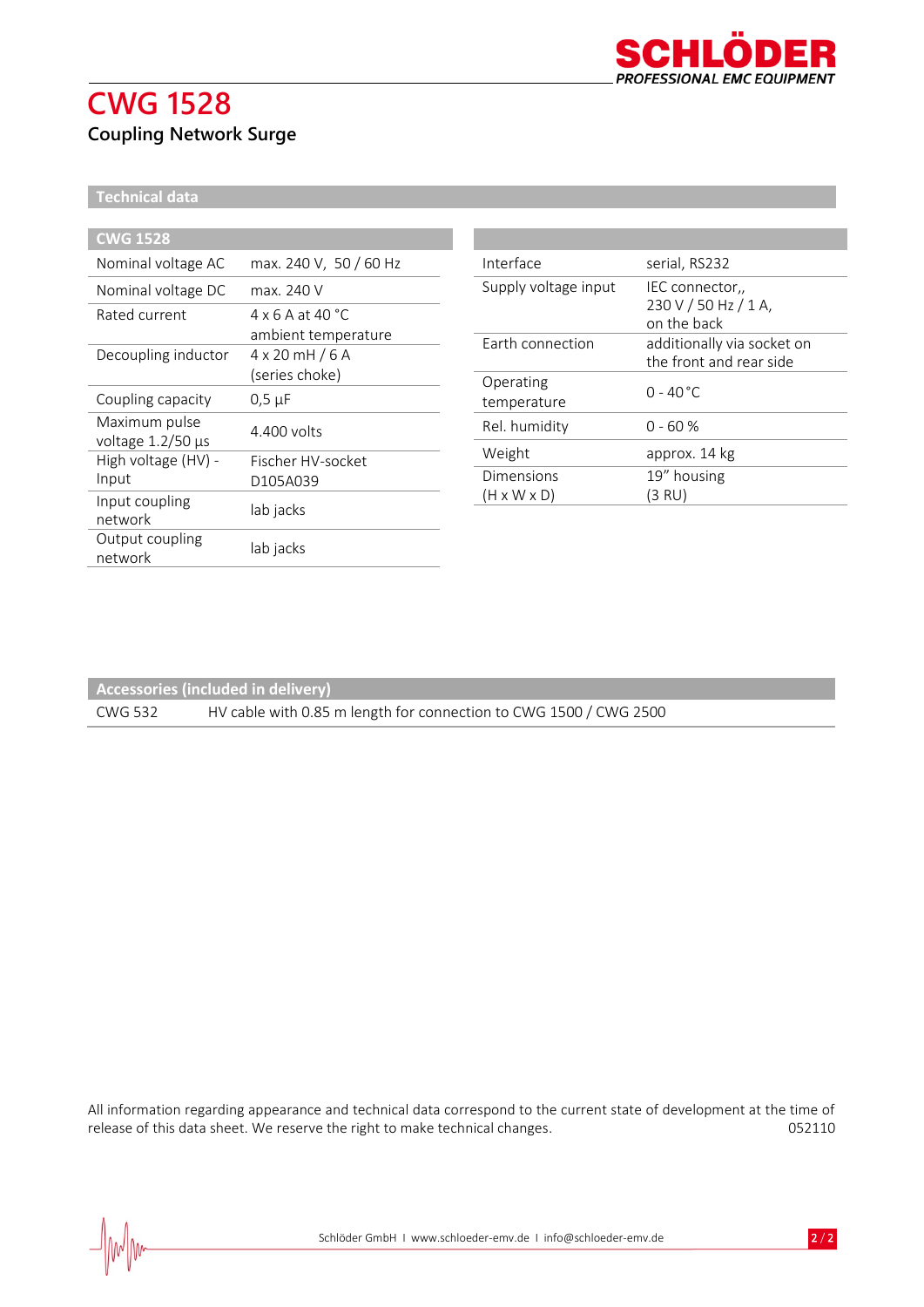# CWG 1528

## Coupling Network Surge

### Technical data

| CWG 1528 | |
|---|---|
| Nominal voltage AC | max. 240 V, 50 / 60 Hz |
| Nominal voltage DC | max. 240 V |
| Rated current | 4 x 6 A at 40 °C ambient temperature |
| Decoupling inductor | 4 x 20 mH / 6 A (series choke) |
| Coupling capacity | 0,5 µF |
| Maximum pulse voltage 1.2/50 µs | 4.400 volts |
| High voltage (HV) - Input | Fischer HV-socket D105A039 |
| Input coupling network | lab jacks |
| Output coupling network | lab jacks |

| | |
|---|---|
| Interface | serial, RS232 |
| Supply voltage input | IEC connector,, 230 V / 50 Hz / 1 A, on the back |
| Earth connection | additionally via socket on the front and rear side |
| Operating temperature | 0 - 40 °C |
| Rel. humidity | 0 - 60 % |
| Weight | approx. 14 kg |
| Dimensions (H x W x D) | 19" housing (3 RU) |

### Accessories (included in delivery)

| | |
|---|---|
| CWG 532 | HV cable with 0.85 m length for connection to CWG 1500 / CWG 2500 |

All information regarding appearance and technical data correspond to the current state of development at the time of release of this data sheet. We reserve the right to make technical changes. 052110